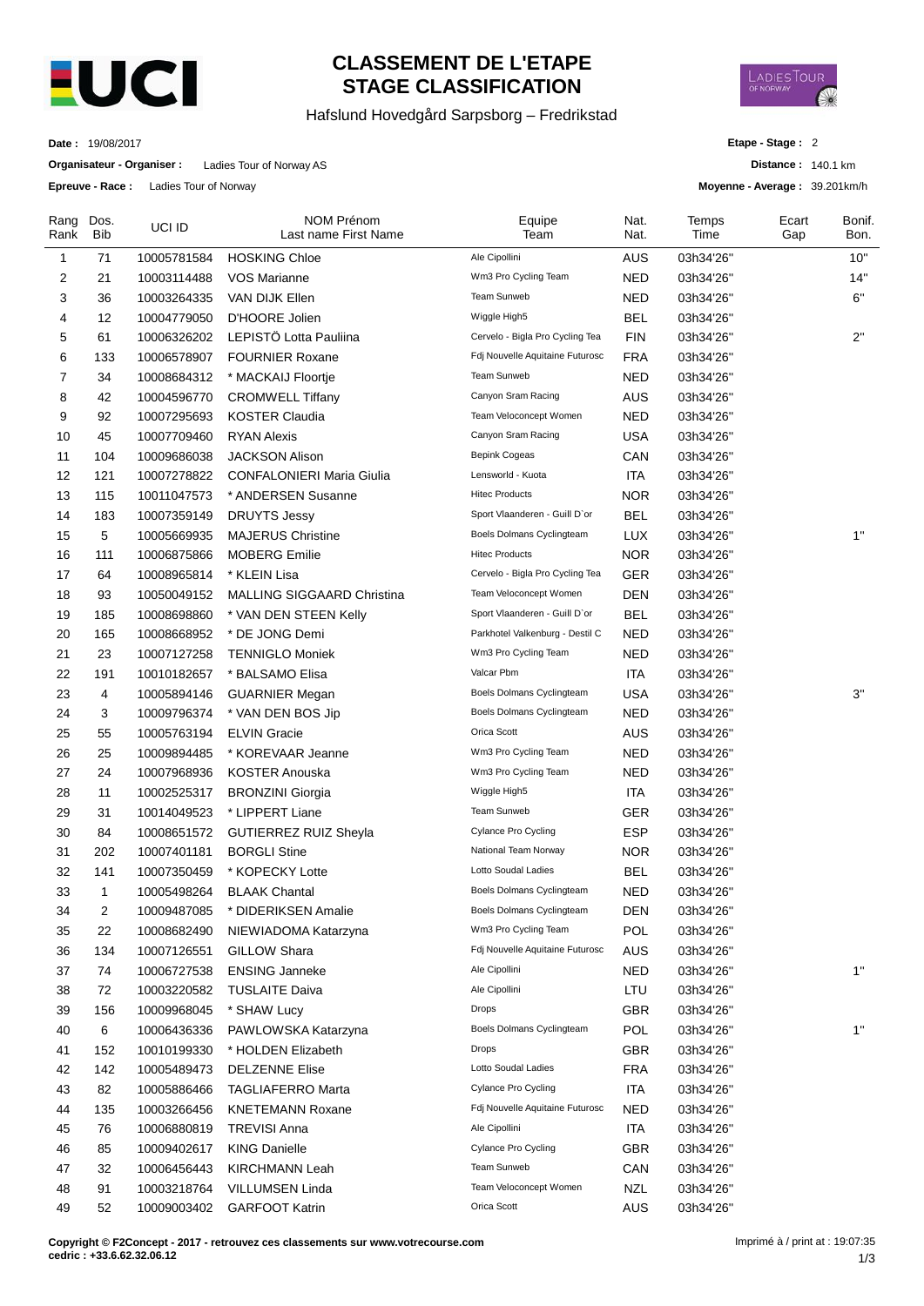# CLASSEMENT DE L'ETAPE
# STAGE CLASSIFICATION

Hafslund Hovedgård Sarpsborg – Fredrikstad

**Date :** 19/08/2017

**Organisateur - Organiser :** Ladies Tour of Norway AS

**Epreuve - Race :** Ladies Tour of Norway

**Etape - Stage :** 2

**Distance :** 140.1 km

**Moyenne - Average :** 39.201km/h

| Rang Rank | Dos. Bib | UCI ID | NOM Prénom Last name First Name | Equipe Team | Nat. Nat. | Temps Time | Ecart Gap | Bonif. Bon. |
|---|---|---|---|---|---|---|---|---|
| 1 | 71 | 10005781584 | HOSKING Chloe | Ale Cipollini | AUS | 03h34'26'' | | 10'' |
| 2 | 21 | 10003114488 | VOS Marianne | Wm3 Pro Cycling Team | NED | 03h34'26'' | | 14'' |
| 3 | 36 | 10003264335 | VAN DIJK Ellen | Team Sunweb | NED | 03h34'26'' | | 6'' |
| 4 | 12 | 10004779050 | D'HOORE Jolien | Wiggle High5 | BEL | 03h34'26'' | | |
| 5 | 61 | 10006326202 | LEPISTÖ Lotta Pauliina | Cervelo - Bigla Pro Cycling Tea | FIN | 03h34'26'' | | 2'' |
| 6 | 133 | 10006578907 | FOURNIER Roxane | Fdj Nouvelle Aquitaine Futurosc | FRA | 03h34'26'' | | |
| 7 | 34 | 10008684312 | * MACKAIJ Floortje | Team Sunweb | NED | 03h34'26'' | | |
| 8 | 42 | 10004596770 | CROMWELL Tiffany | Canyon Sram Racing | AUS | 03h34'26'' | | |
| 9 | 92 | 10007295693 | KOSTER Claudia | Team Veloconcept Women | NED | 03h34'26'' | | |
| 10 | 45 | 10007709460 | RYAN Alexis | Canyon Sram Racing | USA | 03h34'26'' | | |
| 11 | 104 | 10009686038 | JACKSON Alison | Bepink Cogeas | CAN | 03h34'26'' | | |
| 12 | 121 | 10007278822 | CONFALONIERI Maria Giulia | Lensworld - Kuota | ITA | 03h34'26'' | | |
| 13 | 115 | 10011047573 | * ANDERSEN Susanne | Hitec Products | NOR | 03h34'26'' | | |
| 14 | 183 | 10007359149 | DRUYTS Jessy | Sport Vlaanderen - Guill D`or | BEL | 03h34'26'' | | |
| 15 | 5 | 10005669935 | MAJERUS Christine | Boels Dolmans Cyclingteam | LUX | 03h34'26'' | | 1'' |
| 16 | 111 | 10006875866 | MOBERG Emilie | Hitec Products | NOR | 03h34'26'' | | |
| 17 | 64 | 10008965814 | * KLEIN Lisa | Cervelo - Bigla Pro Cycling Tea | GER | 03h34'26'' | | |
| 18 | 93 | 10050049152 | MALLING SIGGAARD Christina | Team Veloconcept Women | DEN | 03h34'26'' | | |
| 19 | 185 | 10008698860 | * VAN DEN STEEN Kelly | Sport Vlaanderen - Guill D`or | BEL | 03h34'26'' | | |
| 20 | 165 | 10008668952 | * DE JONG Demi | Parkhotel Valkenburg - Destil C | NED | 03h34'26'' | | |
| 21 | 23 | 10007127258 | TENNIGLO Moniek | Wm3 Pro Cycling Team | NED | 03h34'26'' | | |
| 22 | 191 | 10010182657 | * BALSAMO Elisa | Valcar Pbm | ITA | 03h34'26'' | | |
| 23 | 4 | 10005894146 | GUARNIER Megan | Boels Dolmans Cyclingteam | USA | 03h34'26'' | | 3'' |
| 24 | 3 | 10009796374 | * VAN DEN BOS Jip | Boels Dolmans Cyclingteam | NED | 03h34'26'' | | |
| 25 | 55 | 10005763194 | ELVIN Gracie | Orica Scott | AUS | 03h34'26'' | | |
| 26 | 25 | 10009894485 | * KOREVAAR Jeanne | Wm3 Pro Cycling Team | NED | 03h34'26'' | | |
| 27 | 24 | 10007968936 | KOSTER Anouska | Wm3 Pro Cycling Team | NED | 03h34'26'' | | |
| 28 | 11 | 10002525317 | BRONZINI Giorgia | Wiggle High5 | ITA | 03h34'26'' | | |
| 29 | 31 | 10014049523 | * LIPPERT Liane | Team Sunweb | GER | 03h34'26'' | | |
| 30 | 84 | 10008651572 | GUTIERREZ RUIZ Sheyla | Cylance Pro Cycling | ESP | 03h34'26'' | | |
| 31 | 202 | 10007401181 | BORGLI Stine | National Team Norway | NOR | 03h34'26'' | | |
| 32 | 141 | 10007350459 | * KOPECKY Lotte | Lotto Soudal Ladies | BEL | 03h34'26'' | | |
| 33 | 1 | 10005498264 | BLAAK Chantal | Boels Dolmans Cyclingteam | NED | 03h34'26'' | | |
| 34 | 2 | 10009487085 | * DIDERIKSEN Amalie | Boels Dolmans Cyclingteam | DEN | 03h34'26'' | | |
| 35 | 22 | 10008682490 | NIEWIADOMA Katarzyna | Wm3 Pro Cycling Team | POL | 03h34'26'' | | |
| 36 | 134 | 10007126551 | GILLOW Shara | Fdj Nouvelle Aquitaine Futurosc | AUS | 03h34'26'' | | |
| 37 | 74 | 10006727538 | ENSING Janneke | Ale Cipollini | NED | 03h34'26'' | | 1'' |
| 38 | 72 | 10003220582 | TUSLAITE Daiva | Ale Cipollini | LTU | 03h34'26'' | | |
| 39 | 156 | 10009968045 | * SHAW Lucy | Drops | GBR | 03h34'26'' | | |
| 40 | 6 | 10006436336 | PAWLOWSKA Katarzyna | Boels Dolmans Cyclingteam | POL | 03h34'26'' | | 1'' |
| 41 | 152 | 10010199330 | * HOLDEN Elizabeth | Drops | GBR | 03h34'26'' | | |
| 42 | 142 | 10005489473 | DELZENNE Elise | Lotto Soudal Ladies | FRA | 03h34'26'' | | |
| 43 | 82 | 10005886466 | TAGLIAFERRO Marta | Cylance Pro Cycling | ITA | 03h34'26'' | | |
| 44 | 135 | 10003266456 | KNETEMANN Roxane | Fdj Nouvelle Aquitaine Futurosc | NED | 03h34'26'' | | |
| 45 | 76 | 10006880819 | TREVISI Anna | Ale Cipollini | ITA | 03h34'26'' | | |
| 46 | 85 | 10009402617 | KING Danielle | Cylance Pro Cycling | GBR | 03h34'26'' | | |
| 47 | 32 | 10006456443 | KIRCHMANN Leah | Team Sunweb | CAN | 03h34'26'' | | |
| 48 | 91 | 10003218764 | VILLUMSEN Linda | Team Veloconcept Women | NZL | 03h34'26'' | | |
| 49 | 52 | 10009003402 | GARFOOT Katrin | Orica Scott | AUS | 03h34'26'' | | |

**Copyright © F2Concept - 2017 - retrouvez ces classements sur www.votrecourse.com**
**cedric : +33.6.62.32.06.12**

Imprimé à / print at : 19:07:35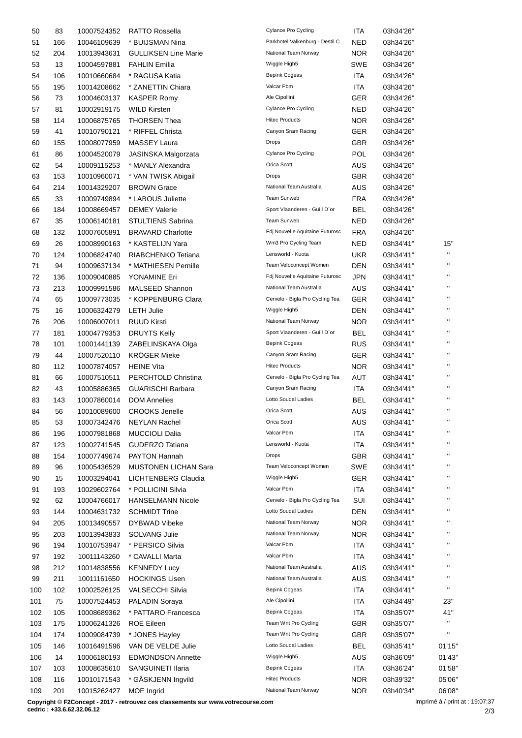| | | | | | | | |
|---|---|---|---|---|---|---|---|
| 50 | 83 | 10007524352 | RATTO Rossella | Cylance Pro Cycling | ITA | 03h34'26'' | |
| 51 | 166 | 10046109639 | * BUIJSMAN Nina | Parkhotel Valkenburg - Destil C | NED | 03h34'26'' | |
| 52 | 204 | 10013943631 | GULLIKSEN Line Marie | National Team Norway | NOR | 03h34'26'' | |
| 53 | 13 | 10004597881 | FAHLIN Emilia | Wiggle High5 | SWE | 03h34'26'' | |
| 54 | 106 | 10010660684 | * RAGUSA Katia | Bepink Cogeas | ITA | 03h34'26'' | |
| 55 | 195 | 10014208662 | * ZANETTIN Chiara | Valcar Pbm | ITA | 03h34'26'' | |
| 56 | 73 | 10004603137 | KASPER Romy | Ale Cipollini | GER | 03h34'26'' | |
| 57 | 81 | 10002919175 | WILD Kirsten | Cylance Pro Cycling | NED | 03h34'26'' | |
| 58 | 114 | 10006875765 | THORSEN Thea | Hitec Products | NOR | 03h34'26'' | |
| 59 | 41 | 10010790121 | * RIFFEL Christa | Canyon Sram Racing | GER | 03h34'26'' | |
| 60 | 155 | 10008077959 | MASSEY Laura | Drops | GBR | 03h34'26'' | |
| 61 | 86 | 10004520079 | JASINSKA Malgorzata | Cylance Pro Cycling | POL | 03h34'26'' | |
| 62 | 54 | 10009115253 | * MANLY Alexandra | Orica Scott | AUS | 03h34'26'' | |
| 63 | 153 | 10010960071 | * VAN TWISK Abigail | Drops | GBR | 03h34'26'' | |
| 64 | 214 | 10014329207 | BROWN Grace | National Team Australia | AUS | 03h34'26'' | |
| 65 | 33 | 10009749894 | * LABOUS Juliette | Team Sunweb | FRA | 03h34'26'' | |
| 66 | 184 | 10008669457 | DEMEY Valerie | Sport Vlaanderen - Guill D`or | BEL | 03h34'26'' | |
| 67 | 35 | 10006140181 | STULTIENS Sabrina | Team Sunweb | NED | 03h34'26'' | |
| 68 | 132 | 10007605891 | BRAVARD Charlotte | Fdj Nouvelle Aquitaine Futurosc | FRA | 03h34'26'' | |
| 69 | 26 | 10008990163 | * KASTELIJN Yara | Wm3 Pro Cycling Team | NED | 03h34'41'' | 15'' |
| 70 | 124 | 10006824740 | RIABCHENKO Tetiana | Lensworld - Kuota | UKR | 03h34'41'' | '' |
| 71 | 94 | 10009637134 | * MATHIESEN Pernille | Team Veloconcept Women | DEN | 03h34'41'' | '' |
| 72 | 136 | 10009040885 | YONAMINE Eri | Fdj Nouvelle Aquitaine Futurosc | JPN | 03h34'41'' | '' |
| 73 | 213 | 10009991586 | MALSEED Shannon | National Team Australia | AUS | 03h34'41'' | '' |
| 74 | 65 | 10009773035 | * KOPPENBURG Clara | Cervelo - Bigla Pro Cycling Tea | GER | 03h34'41'' | '' |
| 75 | 16 | 10006324279 | LETH Julie | Wiggle High5 | DEN | 03h34'41'' | '' |
| 76 | 206 | 10006007011 | RUUD Kirsti | National Team Norway | NOR | 03h34'41'' | '' |
| 77 | 181 | 10004779353 | DRUYTS Kelly | Sport Vlaanderen - Guill D`or | BEL | 03h34'41'' | '' |
| 78 | 101 | 10001441139 | ZABELINSKAYA Olga | Bepink Cogeas | RUS | 03h34'41'' | '' |
| 79 | 44 | 10007520110 | KRÖGER Mieke | Canyon Sram Racing | GER | 03h34'41'' | '' |
| 80 | 112 | 10007874057 | HEINE Vita | Hitec Products | NOR | 03h34'41'' | '' |
| 81 | 66 | 10007510511 | PERCHTOLD Christina | Cervelo - Bigla Pro Cycling Tea | AUT | 03h34'41'' | '' |
| 82 | 43 | 10005886365 | GUARISCHI Barbara | Canyon Sram Racing | ITA | 03h34'41'' | '' |
| 83 | 143 | 10007860014 | DOM Annelies | Lotto Soudal Ladies | BEL | 03h34'41'' | '' |
| 84 | 56 | 10010089600 | CROOKS Jenelle | Orica Scott | AUS | 03h34'41'' | '' |
| 85 | 53 | 10007342476 | NEYLAN Rachel | Orica Scott | AUS | 03h34'41'' | '' |
| 86 | 196 | 10007981868 | MUCCIOLI Dalia | Valcar Pbm | ITA | 03h34'41'' | '' |
| 87 | 123 | 10002741545 | GUDERZO Tatiana | Lensworld - Kuota | ITA | 03h34'41'' | '' |
| 88 | 154 | 10007749674 | PAYTON Hannah | Drops | GBR | 03h34'41'' | '' |
| 89 | 96 | 10005436529 | MUSTONEN LICHAN Sara | Team Veloconcept Women | SWE | 03h34'41'' | '' |
| 90 | 15 | 10003294041 | LICHTENBERG Claudia | Wiggle High5 | GER | 03h34'41'' | '' |
| 91 | 193 | 10029602764 | * POLLICINI Silvia | Valcar Pbm | ITA | 03h34'41'' | '' |
| 92 | 62 | 10004766017 | HANSELMANN Nicole | Cervelo - Bigla Pro Cycling Tea | SUI | 03h34'41'' | '' |
| 93 | 144 | 10004631732 | SCHMIDT Trine | Lotto Soudal Ladies | DEN | 03h34'41'' | '' |
| 94 | 205 | 10013490557 | DYBWAD Vibeke | National Team Norway | NOR | 03h34'41'' | '' |
| 95 | 203 | 10013943833 | SOLVANG Julie | National Team Norway | NOR | 03h34'41'' | '' |
| 96 | 194 | 10010753947 | * PERSICO Silvia | Valcar Pbm | ITA | 03h34'41'' | '' |
| 97 | 192 | 10011143260 | * CAVALLI Marta | Valcar Pbm | ITA | 03h34'41'' | '' |
| 98 | 212 | 10014838556 | KENNEDY Lucy | National Team Australia | AUS | 03h34'41'' | '' |
| 99 | 211 | 10011161650 | HOCKINGS Lisen | National Team Australia | AUS | 03h34'41'' | '' |
| 100 | 102 | 10002526125 | VALSECCHI Silvia | Bepink Cogeas | ITA | 03h34'41'' | '' |
| 101 | 75 | 10007524453 | PALADIN Soraya | Ale Cipollini | ITA | 03h34'49'' | 23'' |
| 102 | 105 | 10008689362 | * PATTARO Francesca | Bepink Cogeas | ITA | 03h35'07'' | 41'' |
| 103 | 175 | 10006241326 | ROE Eileen | Team Wnt Pro Cycling | GBR | 03h35'07'' | '' |
| 104 | 174 | 10009084739 | * JONES Hayley | Team Wnt Pro Cycling | GBR | 03h35'07'' | '' |
| 105 | 146 | 10016491596 | VAN DE VELDE Julie | Lotto Soudal Ladies | BEL | 03h35'41'' | 01'15'' |
| 106 | 14 | 10006180193 | EDMONDSON Annette | Wiggle High5 | AUS | 03h36'09'' | 01'43'' |
| 107 | 103 | 10008635610 | SANGUINETI Ilaria | Bepink Cogeas | ITA | 03h36'24'' | 01'58'' |
| 108 | 116 | 10010171543 | * GÅSKJENN Ingvild | Hitec Products | NOR | 03h39'32'' | 05'06'' |
| 109 | 201 | 10015262427 | MOE Ingrid | National Team Norway | NOR | 03h40'34'' | 06'08'' |

**Copyright © F2Concept - 2017 - retrouvez ces classements sur www.votrecourse.com**
**cedric : +33.6.62.32.06.12**

Imprimé à / print at : 19:07:37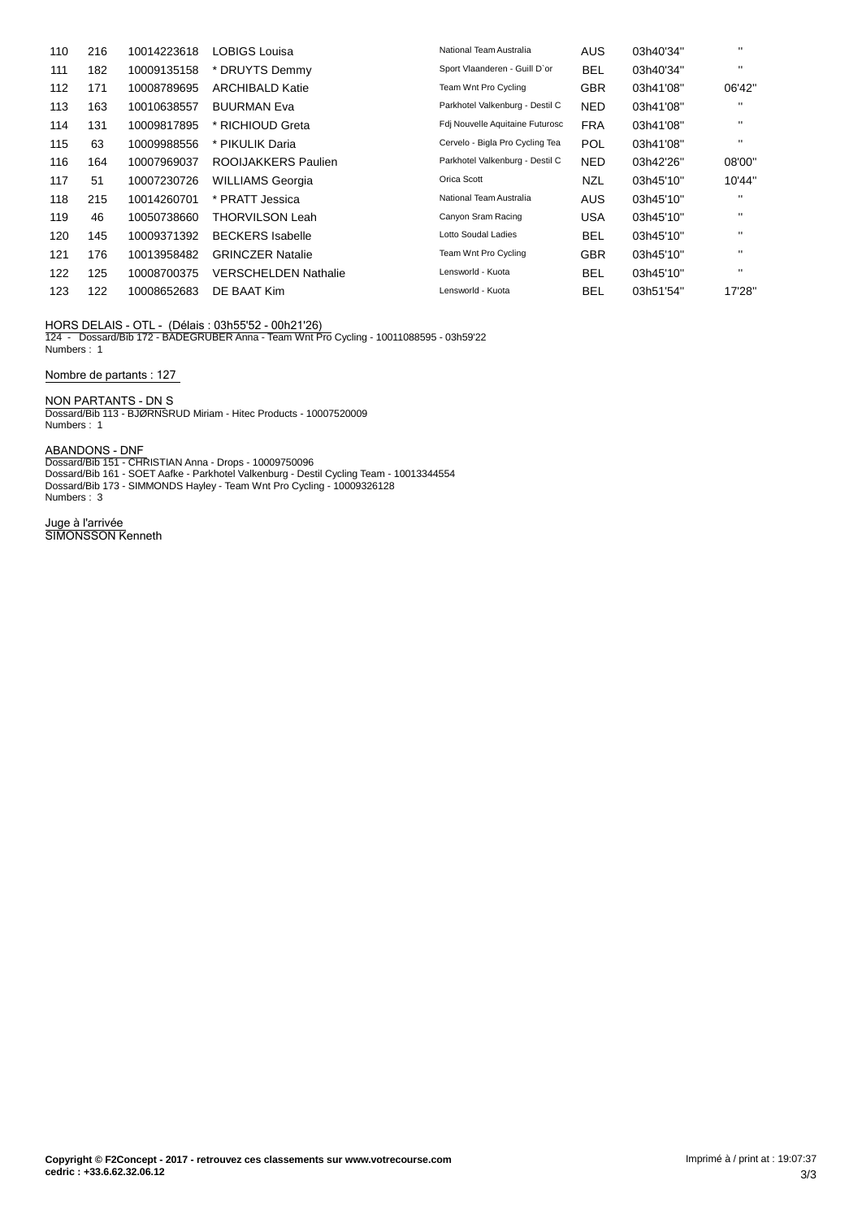| | | | | | | | |
|---|---|---|---|---|---|---|---|
| 110 | 216 | 10014223618 | LOBIGS Louisa | National Team Australia | AUS | 03h40'34'' | '' |
| 111 | 182 | 10009135158 | * DRUYTS Demmy | Sport Vlaanderen - Guill D`or | BEL | 03h40'34'' | '' |
| 112 | 171 | 10008789695 | ARCHIBALD Katie | Team Wnt Pro Cycling | GBR | 03h41'08'' | 06'42'' |
| 113 | 163 | 10010638557 | BUURMAN Eva | Parkhotel Valkenburg - Destil C | NED | 03h41'08'' | '' |
| 114 | 131 | 10009817895 | * RICHIOUD Greta | Fdj Nouvelle Aquitaine Futurosc | FRA | 03h41'08'' | '' |
| 115 | 63 | 10009988556 | * PIKULIK Daria | Cervelo - Bigla Pro Cycling Tea | POL | 03h41'08'' | '' |
| 116 | 164 | 10007969037 | ROOIJAKKERS Paulien | Parkhotel Valkenburg - Destil C | NED | 03h42'26'' | 08'00'' |
| 117 | 51 | 10007230726 | WILLIAMS Georgia | Orica Scott | NZL | 03h45'10'' | 10'44'' |
| 118 | 215 | 10014260701 | * PRATT Jessica | National Team Australia | AUS | 03h45'10'' | '' |
| 119 | 46 | 10050738660 | THORVILSON Leah | Canyon Sram Racing | USA | 03h45'10'' | '' |
| 120 | 145 | 10009371392 | BECKERS Isabelle | Lotto Soudal Ladies | BEL | 03h45'10'' | '' |
| 121 | 176 | 10013958482 | GRINCZER Natalie | Team Wnt Pro Cycling | GBR | 03h45'10'' | '' |
| 122 | 125 | 10008700375 | VERSCHELDEN Nathalie | Lensworld - Kuota | BEL | 03h45'10'' | '' |
| 123 | 122 | 10008652683 | DE BAAT Kim | Lensworld - Kuota | BEL | 03h51'54'' | 17'28'' |

HORS DELAIS - OTL - (Délais : 03h55'52 - 00h21'26)
124 - Dossard/Bib 172 - BADEGRUBER Anna - Team Wnt Pro Cycling - 10011088595 - 03h59'22
Numbers : 1

Nombre de partants : 127

NON PARTANTS - DN S
Dossard/Bib 113 - BJØRNSRUD Miriam - Hitec Products - 10007520009
Numbers : 1

ABANDONS - DNF
Dossard/Bib 151 - CHRISTIAN Anna - Drops - 10009750096
Dossard/Bib 161 - SOET Aafke - Parkhotel Valkenburg - Destil Cycling Team - 10013344554
Dossard/Bib 173 - SIMMONDS Hayley - Team Wnt Pro Cycling - 10009326128
Numbers : 3

Juge à l'arrivée
SIMONSSON Kenneth

**Copyright © F2Concept - 2017 - retrouvez ces classements sur www.votrecourse.com**
**cedric : +33.6.62.32.06.12**

Imprimé à / print at : 19:07:37